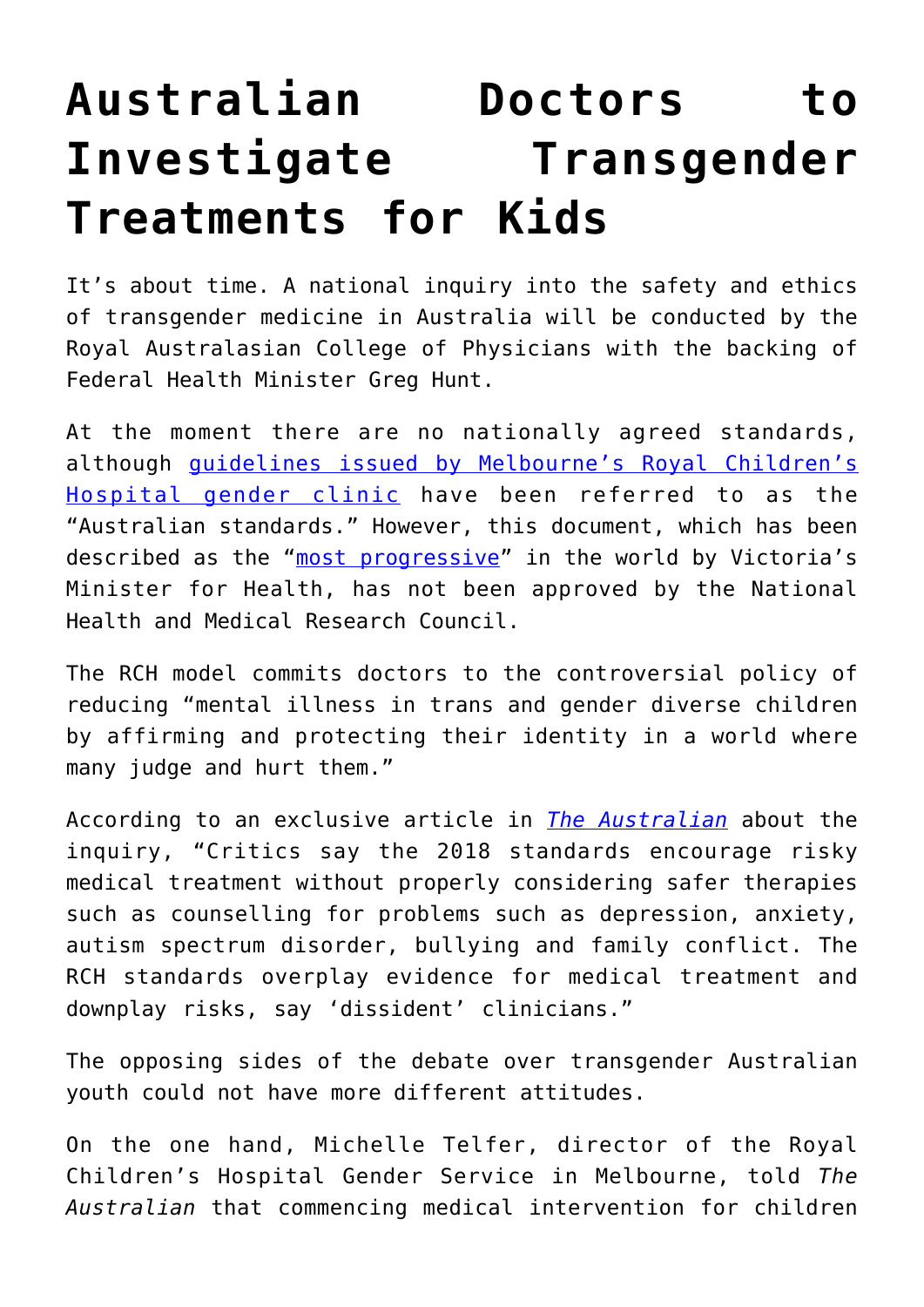# Australian Doctors to Investigate Transgender Treatments for Kids

It's about time. A national inquiry into the safety and ethics of transgender medicine in Australia will be conducted by the Royal Australasian College of Physicians with the backing of Federal Health Minister Greg Hunt.

At the moment there are no nationally agreed standards, although guidelines issued by Melbourne's Royal Children's Hospital gender clinic have been referred to as the "Australian standards." However, this document, which has been described as the "most progressive" in the world by Victoria's Minister for Health, has not been approved by the National Health and Medical Research Council.

The RCH model commits doctors to the controversial policy of reducing "mental illness in trans and gender diverse children by affirming and protecting their identity in a world where many judge and hurt them."

According to an exclusive article in *The Australian* about the inquiry, "Critics say the 2018 standards encourage risky medical treatment without properly considering safer therapies such as counselling for problems such as depression, anxiety, autism spectrum disorder, bullying and family conflict. The RCH standards overplay evidence for medical treatment and downplay risks, say 'dissident' clinicians."

The opposing sides of the debate over transgender Australian youth could not have more different attitudes.

On the one hand, Michelle Telfer, director of the Royal Children's Hospital Gender Service in Melbourne, told *The Australian* that commencing medical intervention for children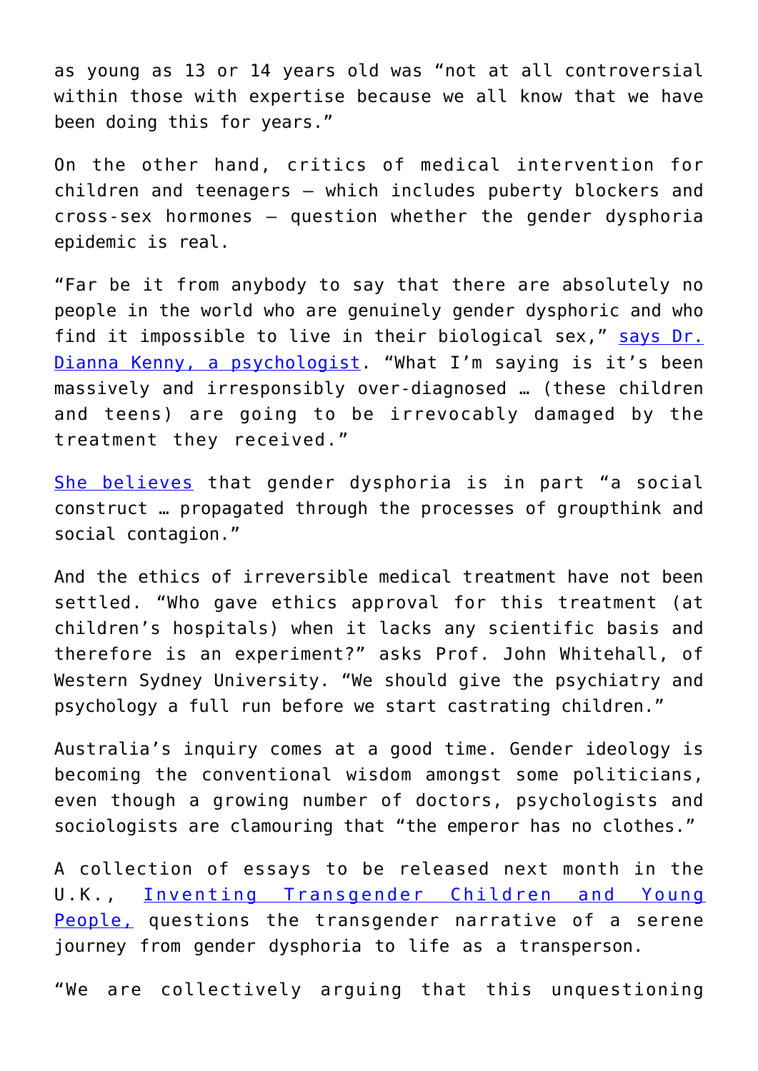as young as 13 or 14 years old was "not at all controversial within those with expertise because we all know that we have been doing this for years."

On the other hand, critics of medical intervention for children and teenagers – which includes puberty blockers and cross-sex hormones – question whether the gender dysphoria epidemic is real.

"Far be it from anybody to say that there are absolutely no people in the world who are genuinely gender dysphoric and who find it impossible to live in their biological sex," [says Dr. Dianna Kenny, a psychologist](). "What I'm saying is it's been massively and irresponsibly over-diagnosed … (these children and teens) are going to be irrevocably damaged by the treatment they received."

[She believes]() that gender dysphoria is in part "a social construct … propagated through the processes of groupthink and social contagion."

And the ethics of irreversible medical treatment have not been settled. "Who gave ethics approval for this treatment (at children's hospitals) when it lacks any scientific basis and therefore is an experiment?" asks Prof. John Whitehall, of Western Sydney University. "We should give the psychiatry and psychology a full run before we start castrating children."

Australia's inquiry comes at a good time. Gender ideology is becoming the conventional wisdom amongst some politicians, even though a growing number of doctors, psychologists and sociologists are clamouring that "the emperor has no clothes."

A collection of essays to be released next month in the U.K., [Inventing Transgender Children and Young People,]() questions the transgender narrative of a serene journey from gender dysphoria to life as a transperson.

"We are collectively arguing that this unquestioning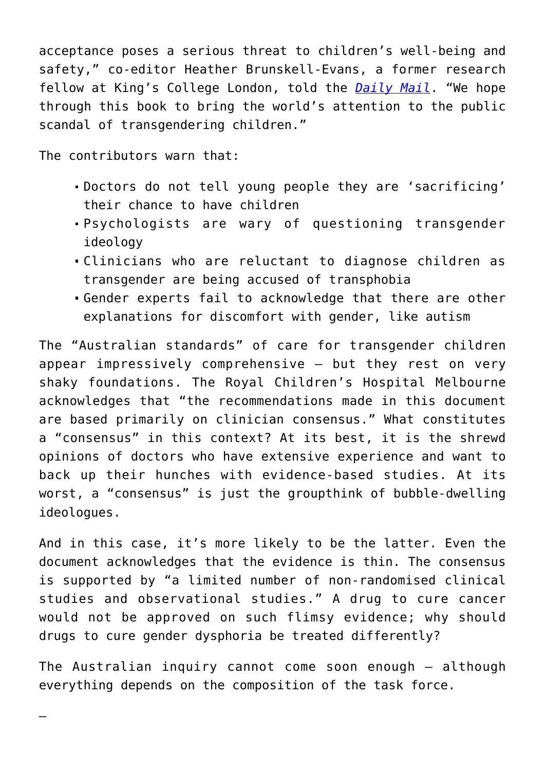acceptance poses a serious threat to children's well-being and safety," co-editor Heather Brunskell-Evans, a former research fellow at King's College London, told the [*Daily Mail*](). "We hope through this book to bring the world's attention to the public scandal of transgendering children."

The contributors warn that:

- Doctors do not tell young people they are 'sacrificing' their chance to have children
- Psychologists are wary of questioning transgender ideology
- Clinicians who are reluctant to diagnose children as transgender are being accused of transphobia
- Gender experts fail to acknowledge that there are other explanations for discomfort with gender, like autism

The "Australian standards" of care for transgender children appear impressively comprehensive — but they rest on very shaky foundations. The Royal Children's Hospital Melbourne acknowledges that "the recommendations made in this document are based primarily on clinician consensus." What constitutes a "consensus" in this context? At its best, it is the shrewd opinions of doctors who have extensive experience and want to back up their hunches with evidence-based studies. At its worst, a "consensus" is just the groupthink of bubble-dwelling ideologues.

And in this case, it's more likely to be the latter. Even the document acknowledges that the evidence is thin. The consensus is supported by "a limited number of non-randomised clinical studies and observational studies." A drug to cure cancer would not be approved on such flimsy evidence; why should drugs to cure gender dysphoria be treated differently?

The Australian inquiry cannot come soon enough — although everything depends on the composition of the task force.

—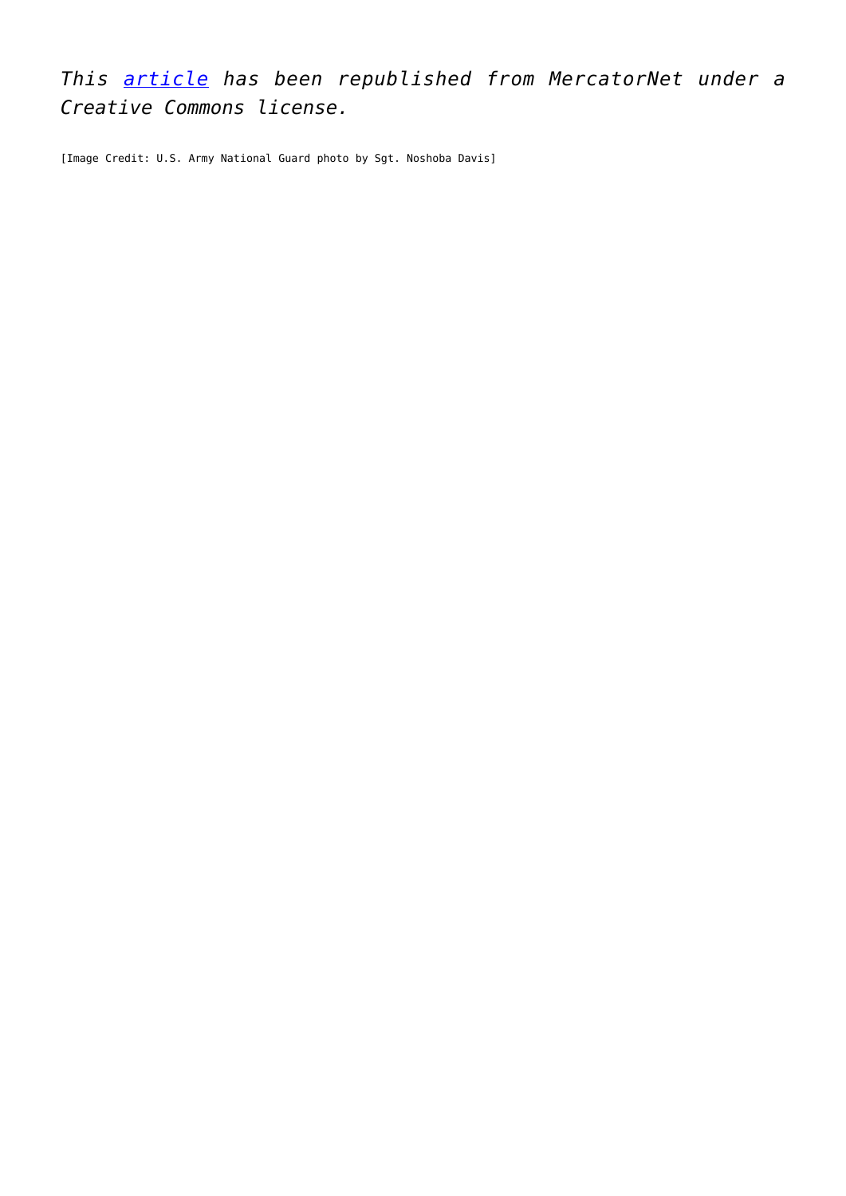*This [article](article) has been republished from MercatorNet under a Creative Commons license.*

[Image Credit: U.S. Army National Guard photo by Sgt. Noshoba Davis]